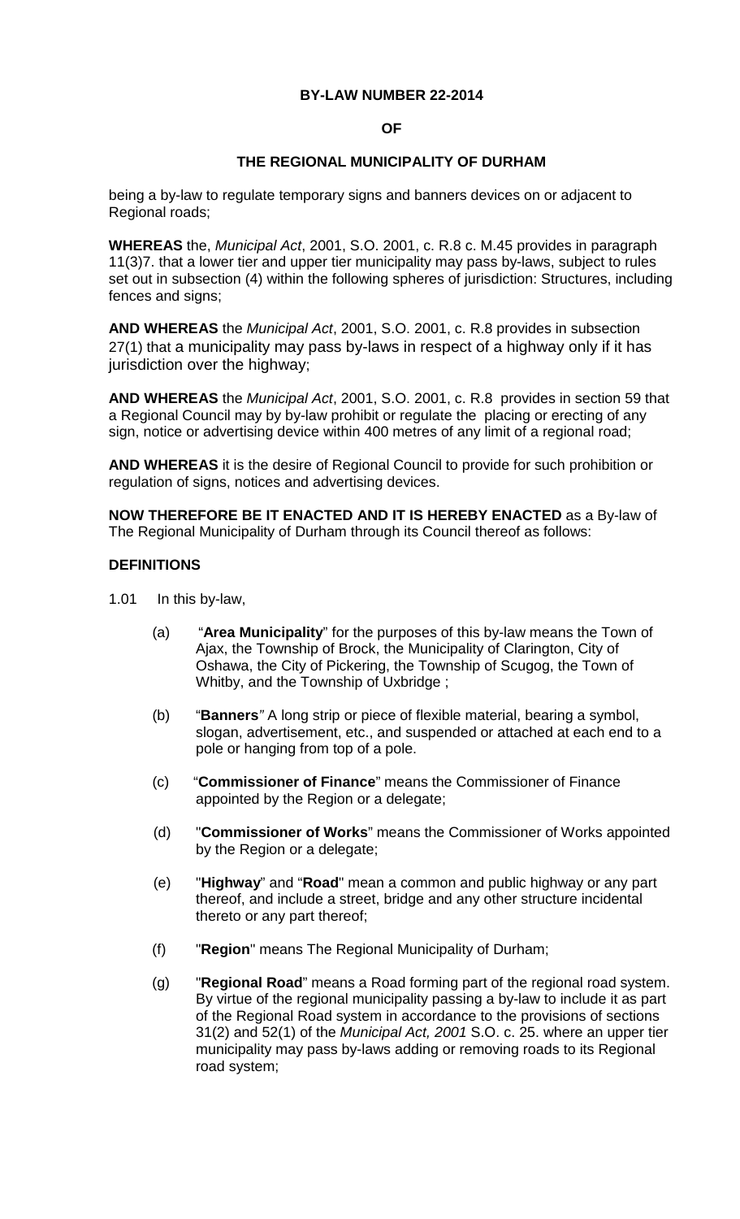**BY-LAW NUMBER 22-2014**

**OF**

**THE REGIONAL MUNICIPALITY OF DURHAM**

being a by-law to regulate temporary signs and banners devices on or adjacent to Regional roads;

**WHEREAS** the, *Municipal Act*, 2001, S.O. 2001, c. R.8 c. M.45 provides in paragraph 11(3)7. that a lower tier and upper tier municipality may pass by-laws, subject to rules set out in subsection (4) within the following spheres of jurisdiction: Structures, including fences and signs;

**AND WHEREAS** the *Municipal Act*, 2001, S.O. 2001, c. R.8 provides in subsection 27(1) that a municipality may pass by-laws in respect of a highway only if it has jurisdiction over the highway;

**AND WHEREAS** the *Municipal Act*, 2001, S.O. 2001, c. R.8 provides in section 59 that a Regional Council may by by-law prohibit or regulate the placing or erecting of any sign, notice or advertising device within 400 metres of any limit of a regional road;

**AND WHEREAS** it is the desire of Regional Council to provide for such prohibition or regulation of signs, notices and advertising devices.

**NOW THEREFORE BE IT ENACTED AND IT IS HEREBY ENACTED** as a By-law of The Regional Municipality of Durham through its Council thereof as follows:

**DEFINITIONS**

1.01 In this by-law,

(a) "**Area Municipality**" for the purposes of this by-law means the Town of Ajax, the Township of Brock, the Municipality of Clarington, City of Oshawa, the City of Pickering, the Township of Scugog, the Town of Whitby, and the Township of Uxbridge ;

(b) "**Banners**" A long strip or piece of flexible material, bearing a symbol, slogan, advertisement, etc., and suspended or attached at each end to a pole or hanging from top of a pole.

(c) "**Commissioner of Finance**" means the Commissioner of Finance appointed by the Region or a delegate;

(d) "**Commissioner of Works**" means the Commissioner of Works appointed by the Region or a delegate;

(e) "**Highway**" and "**Road**" mean a common and public highway or any part thereof, and include a street, bridge and any other structure incidental thereto or any part thereof;

(f) "**Region**" means The Regional Municipality of Durham;

(g) "**Regional Road**" means a Road forming part of the regional road system. By virtue of the regional municipality passing a by-law to include it as part of the Regional Road system in accordance to the provisions of sections 31(2) and 52(1) of the *Municipal Act, 2001* S.O. c. 25. where an upper tier municipality may pass by-laws adding or removing roads to its Regional road system;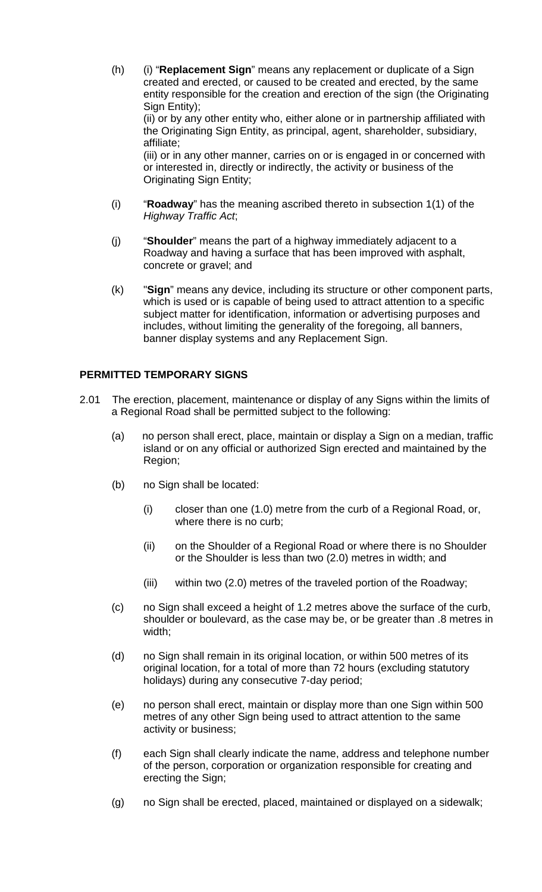(h) (i) "**Replacement Sign**" means any replacement or duplicate of a Sign created and erected, or caused to be created and erected, by the same entity responsible for the creation and erection of the sign (the Originating Sign Entity);

(ii) or by any other entity who, either alone or in partnership affiliated with the Originating Sign Entity, as principal, agent, shareholder, subsidiary, affiliate;

(iii) or in any other manner, carries on or is engaged in or concerned with or interested in, directly or indirectly, the activity or business of the Originating Sign Entity;

(i) "**Roadway**" has the meaning ascribed thereto in subsection 1(1) of the *Highway Traffic Act*;

(j) "**Shoulder**" means the part of a highway immediately adjacent to a Roadway and having a surface that has been improved with asphalt, concrete or gravel; and

(k) "**Sign**" means any device, including its structure or other component parts, which is used or is capable of being used to attract attention to a specific subject matter for identification, information or advertising purposes and includes, without limiting the generality of the foregoing, all banners, banner display systems and any Replacement Sign.

## PERMITTED TEMPORARY SIGNS

2.01 The erection, placement, maintenance or display of any Signs within the limits of a Regional Road shall be permitted subject to the following:

(a) no person shall erect, place, maintain or display a Sign on a median, traffic island or on any official or authorized Sign erected and maintained by the Region;

(b) no Sign shall be located:

(i) closer than one (1.0) metre from the curb of a Regional Road, or, where there is no curb;

(ii) on the Shoulder of a Regional Road or where there is no Shoulder or the Shoulder is less than two (2.0) metres in width; and

(iii) within two (2.0) metres of the traveled portion of the Roadway;

(c) no Sign shall exceed a height of 1.2 metres above the surface of the curb, shoulder or boulevard, as the case may be, or be greater than .8 metres in width;

(d) no Sign shall remain in its original location, or within 500 metres of its original location, for a total of more than 72 hours (excluding statutory holidays) during any consecutive 7-day period;

(e) no person shall erect, maintain or display more than one Sign within 500 metres of any other Sign being used to attract attention to the same activity or business;

(f) each Sign shall clearly indicate the name, address and telephone number of the person, corporation or organization responsible for creating and erecting the Sign;

(g) no Sign shall be erected, placed, maintained or displayed on a sidewalk;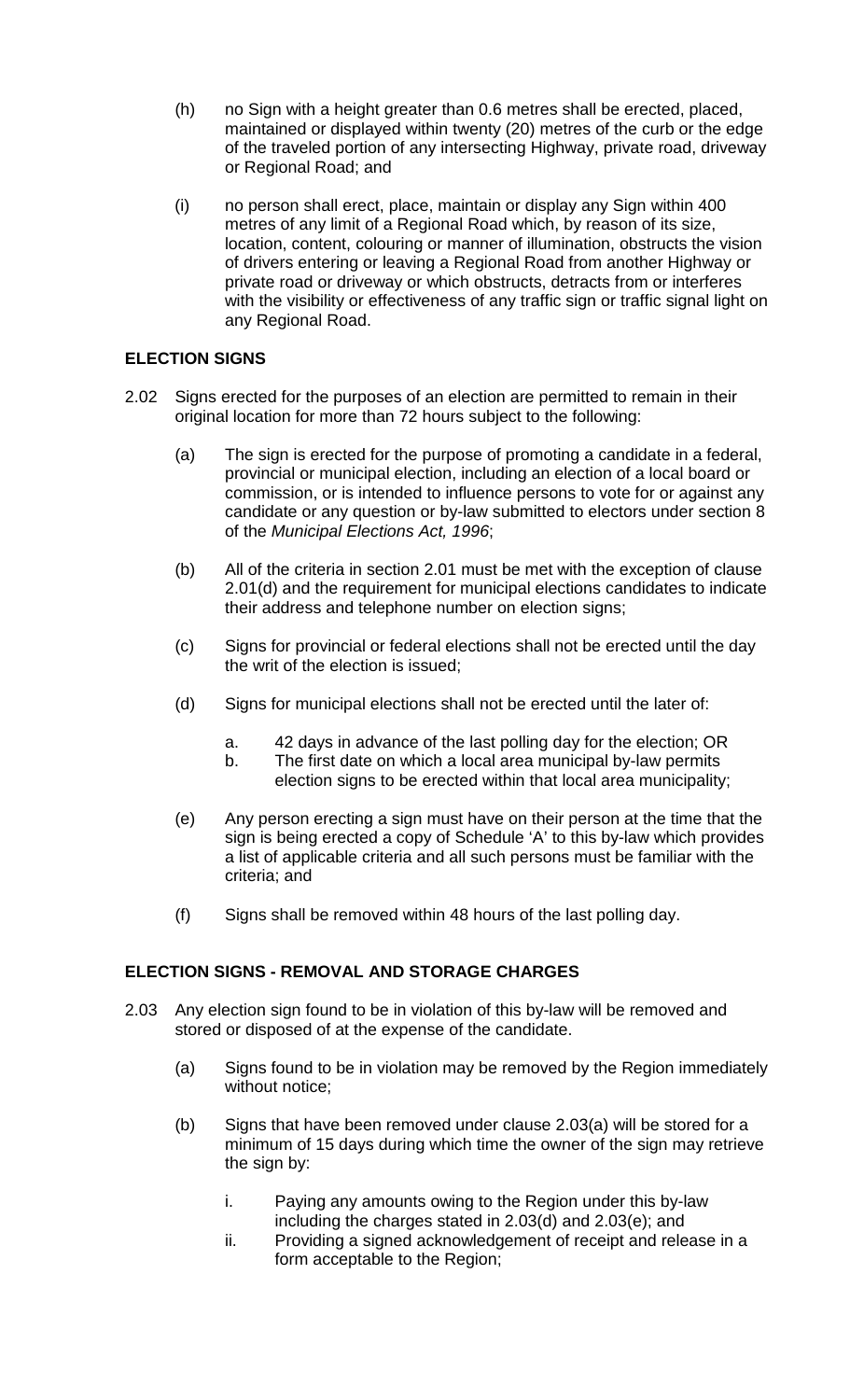(h) no Sign with a height greater than 0.6 metres shall be erected, placed, maintained or displayed within twenty (20) metres of the curb or the edge of the traveled portion of any intersecting Highway, private road, driveway or Regional Road; and

(i) no person shall erect, place, maintain or display any Sign within 400 metres of any limit of a Regional Road which, by reason of its size, location, content, colouring or manner of illumination, obstructs the vision of drivers entering or leaving a Regional Road from another Highway or private road or driveway or which obstructs, detracts from or interferes with the visibility or effectiveness of any traffic sign or traffic signal light on any Regional Road.

**ELECTION SIGNS**

2.02 Signs erected for the purposes of an election are permitted to remain in their original location for more than 72 hours subject to the following:

(a) The sign is erected for the purpose of promoting a candidate in a federal, provincial or municipal election, including an election of a local board or commission, or is intended to influence persons to vote for or against any candidate or any question or by-law submitted to electors under section 8 of the *Municipal Elections Act, 1996*;

(b) All of the criteria in section 2.01 must be met with the exception of clause 2.01(d) and the requirement for municipal elections candidates to indicate their address and telephone number on election signs;

(c) Signs for provincial or federal elections shall not be erected until the day the writ of the election is issued;

(d) Signs for municipal elections shall not be erected until the later of:

   a. 42 days in advance of the last polling day for the election; OR
   b. The first date on which a local area municipal by-law permits election signs to be erected within that local area municipality;

(e) Any person erecting a sign must have on their person at the time that the sign is being erected a copy of Schedule 'A' to this by-law which provides a list of applicable criteria and all such persons must be familiar with the criteria; and

(f) Signs shall be removed within 48 hours of the last polling day.

**ELECTION SIGNS - REMOVAL AND STORAGE CHARGES**

2.03 Any election sign found to be in violation of this by-law will be removed and stored or disposed of at the expense of the candidate.

(a) Signs found to be in violation may be removed by the Region immediately without notice;

(b) Signs that have been removed under clause 2.03(a) will be stored for a minimum of 15 days during which time the owner of the sign may retrieve the sign by:

   i. Paying any amounts owing to the Region under this by-law including the charges stated in 2.03(d) and 2.03(e); and
   ii. Providing a signed acknowledgement of receipt and release in a form acceptable to the Region;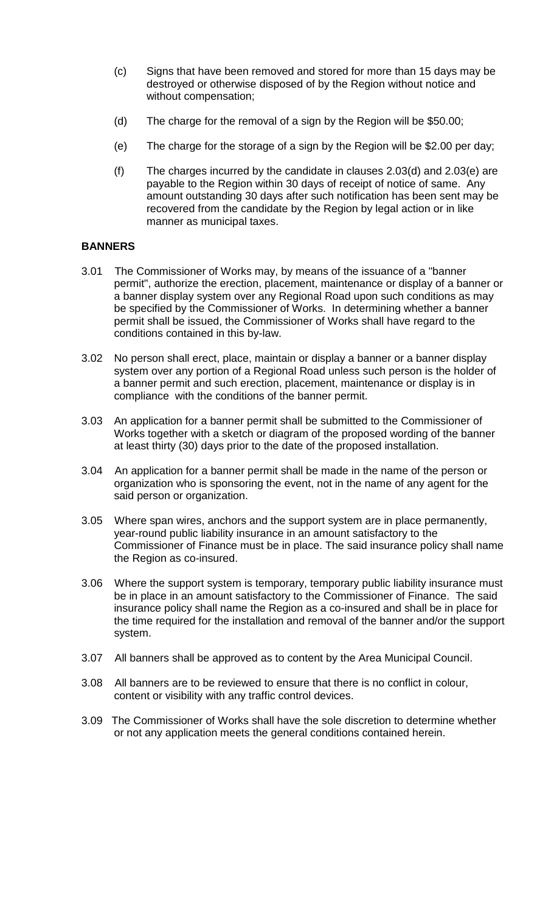(c) Signs that have been removed and stored for more than 15 days may be destroyed or otherwise disposed of by the Region without notice and without compensation;

(d) The charge for the removal of a sign by the Region will be $50.00;

(e) The charge for the storage of a sign by the Region will be $2.00 per day;

(f) The charges incurred by the candidate in clauses 2.03(d) and 2.03(e) are payable to the Region within 30 days of receipt of notice of same. Any amount outstanding 30 days after such notification has been sent may be recovered from the candidate by the Region by legal action or in like manner as municipal taxes.

**BANNERS**

3.01 The Commissioner of Works may, by means of the issuance of a "banner permit", authorize the erection, placement, maintenance or display of a banner or a banner display system over any Regional Road upon such conditions as may be specified by the Commissioner of Works. In determining whether a banner permit shall be issued, the Commissioner of Works shall have regard to the conditions contained in this by-law.

3.02 No person shall erect, place, maintain or display a banner or a banner display system over any portion of a Regional Road unless such person is the holder of a banner permit and such erection, placement, maintenance or display is in compliance with the conditions of the banner permit.

3.03 An application for a banner permit shall be submitted to the Commissioner of Works together with a sketch or diagram of the proposed wording of the banner at least thirty (30) days prior to the date of the proposed installation.

3.04 An application for a banner permit shall be made in the name of the person or organization who is sponsoring the event, not in the name of any agent for the said person or organization.

3.05 Where span wires, anchors and the support system are in place permanently, year-round public liability insurance in an amount satisfactory to the Commissioner of Finance must be in place. The said insurance policy shall name the Region as co-insured.

3.06 Where the support system is temporary, temporary public liability insurance must be in place in an amount satisfactory to the Commissioner of Finance. The said insurance policy shall name the Region as a co-insured and shall be in place for the time required for the installation and removal of the banner and/or the support system.

3.07 All banners shall be approved as to content by the Area Municipal Council.

3.08 All banners are to be reviewed to ensure that there is no conflict in colour, content or visibility with any traffic control devices.

3.09 The Commissioner of Works shall have the sole discretion to determine whether or not any application meets the general conditions contained herein.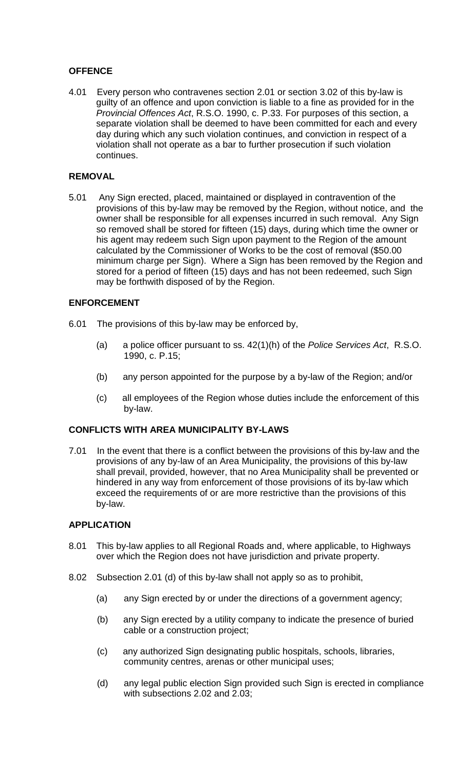**OFFENCE**

4.01 Every person who contravenes section 2.01 or section 3.02 of this by-law is guilty of an offence and upon conviction is liable to a fine as provided for in the *Provincial Offences Act*, R.S.O. 1990, c. P.33. For purposes of this section, a separate violation shall be deemed to have been committed for each and every day during which any such violation continues, and conviction in respect of a violation shall not operate as a bar to further prosecution if such violation continues.

**REMOVAL**

5.01 Any Sign erected, placed, maintained or displayed in contravention of the provisions of this by-law may be removed by the Region, without notice, and the owner shall be responsible for all expenses incurred in such removal. Any Sign so removed shall be stored for fifteen (15) days, during which time the owner or his agent may redeem such Sign upon payment to the Region of the amount calculated by the Commissioner of Works to be the cost of removal ($50.00 minimum charge per Sign). Where a Sign has been removed by the Region and stored for a period of fifteen (15) days and has not been redeemed, such Sign may be forthwith disposed of by the Region.

**ENFORCEMENT**

6.01 The provisions of this by-law may be enforced by,

(a) a police officer pursuant to ss. 42(1)(h) of the *Police Services Act*, R.S.O. 1990, c. P.15;

(b) any person appointed for the purpose by a by-law of the Region; and/or

(c) all employees of the Region whose duties include the enforcement of this by-law.

**CONFLICTS WITH AREA MUNICIPALITY BY-LAWS**

7.01 In the event that there is a conflict between the provisions of this by-law and the provisions of any by-law of an Area Municipality, the provisions of this by-law shall prevail, provided, however, that no Area Municipality shall be prevented or hindered in any way from enforcement of those provisions of its by-law which exceed the requirements of or are more restrictive than the provisions of this by-law.

**APPLICATION**

8.01 This by-law applies to all Regional Roads and, where applicable, to Highways over which the Region does not have jurisdiction and private property.

8.02 Subsection 2.01 (d) of this by-law shall not apply so as to prohibit,

(a) any Sign erected by or under the directions of a government agency;

(b) any Sign erected by a utility company to indicate the presence of buried cable or a construction project;

(c) any authorized Sign designating public hospitals, schools, libraries, community centres, arenas or other municipal uses;

(d) any legal public election Sign provided such Sign is erected in compliance with subsections 2.02 and 2.03;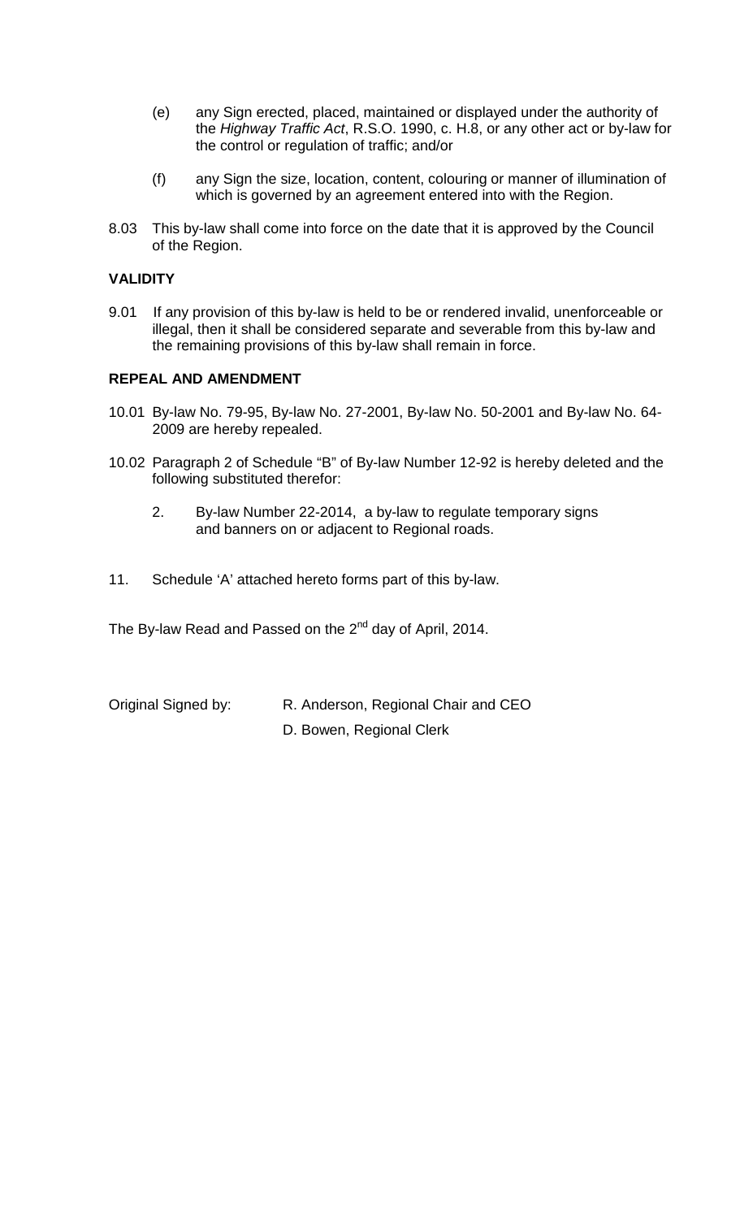(e) any Sign erected, placed, maintained or displayed under the authority of the *Highway Traffic Act*, R.S.O. 1990, c. H.8, or any other act or by-law for the control or regulation of traffic; and/or

(f) any Sign the size, location, content, colouring or manner of illumination of which is governed by an agreement entered into with the Region.

8.03 This by-law shall come into force on the date that it is approved by the Council of the Region.

**VALIDITY**

9.01 If any provision of this by-law is held to be or rendered invalid, unenforceable or illegal, then it shall be considered separate and severable from this by-law and the remaining provisions of this by-law shall remain in force.

**REPEAL AND AMENDMENT**

10.01 By-law No. 79-95, By-law No. 27-2001, By-law No. 50-2001 and By-law No. 64-2009 are hereby repealed.

10.02 Paragraph 2 of Schedule "B" of By-law Number 12-92 is hereby deleted and the following substituted therefor:

2. By-law Number 22-2014, a by-law to regulate temporary signs and banners on or adjacent to Regional roads.

11. Schedule 'A' attached hereto forms part of this by-law.

The By-law Read and Passed on the 2nd day of April, 2014.

Original Signed by: R. Anderson, Regional Chair and CEO

D. Bowen, Regional Clerk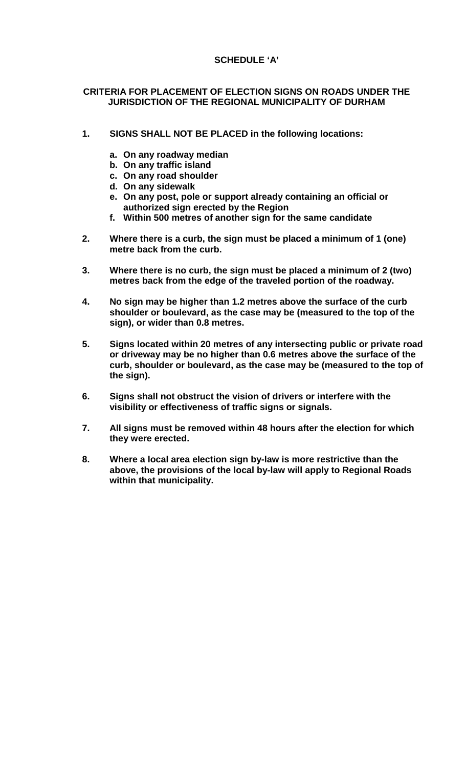# SCHEDULE 'A'

## CRITERIA FOR PLACEMENT OF ELECTION SIGNS ON ROADS UNDER THE JURISDICTION OF THE REGIONAL MUNICIPALITY OF DURHAM

1. **SIGNS SHALL NOT BE PLACED in the following locations:**

   a. **On any roadway median**
   b. **On any traffic island**
   c. **On any road shoulder**
   d. **On any sidewalk**
   e. **On any post, pole or support already containing an official or authorized sign erected by the Region**
   f. **Within 500 metres of another sign for the same candidate**

2. **Where there is a curb, the sign must be placed a minimum of 1 (one) metre back from the curb.**

3. **Where there is no curb, the sign must be placed a minimum of 2 (two) metres back from the edge of the traveled portion of the roadway.**

4. **No sign may be higher than 1.2 metres above the surface of the curb shoulder or boulevard, as the case may be (measured to the top of the sign), or wider than 0.8 metres.**

5. **Signs located within 20 metres of any intersecting public or private road or driveway may be no higher than 0.6 metres above the surface of the curb, shoulder or boulevard, as the case may be (measured to the top of the sign).**

6. **Signs shall not obstruct the vision of drivers or interfere with the visibility or effectiveness of traffic signs or signals.**

7. **All signs must be removed within 48 hours after the election for which they were erected.**

8. **Where a local area election sign by-law is more restrictive than the above, the provisions of the local by-law will apply to Regional Roads within that municipality.**